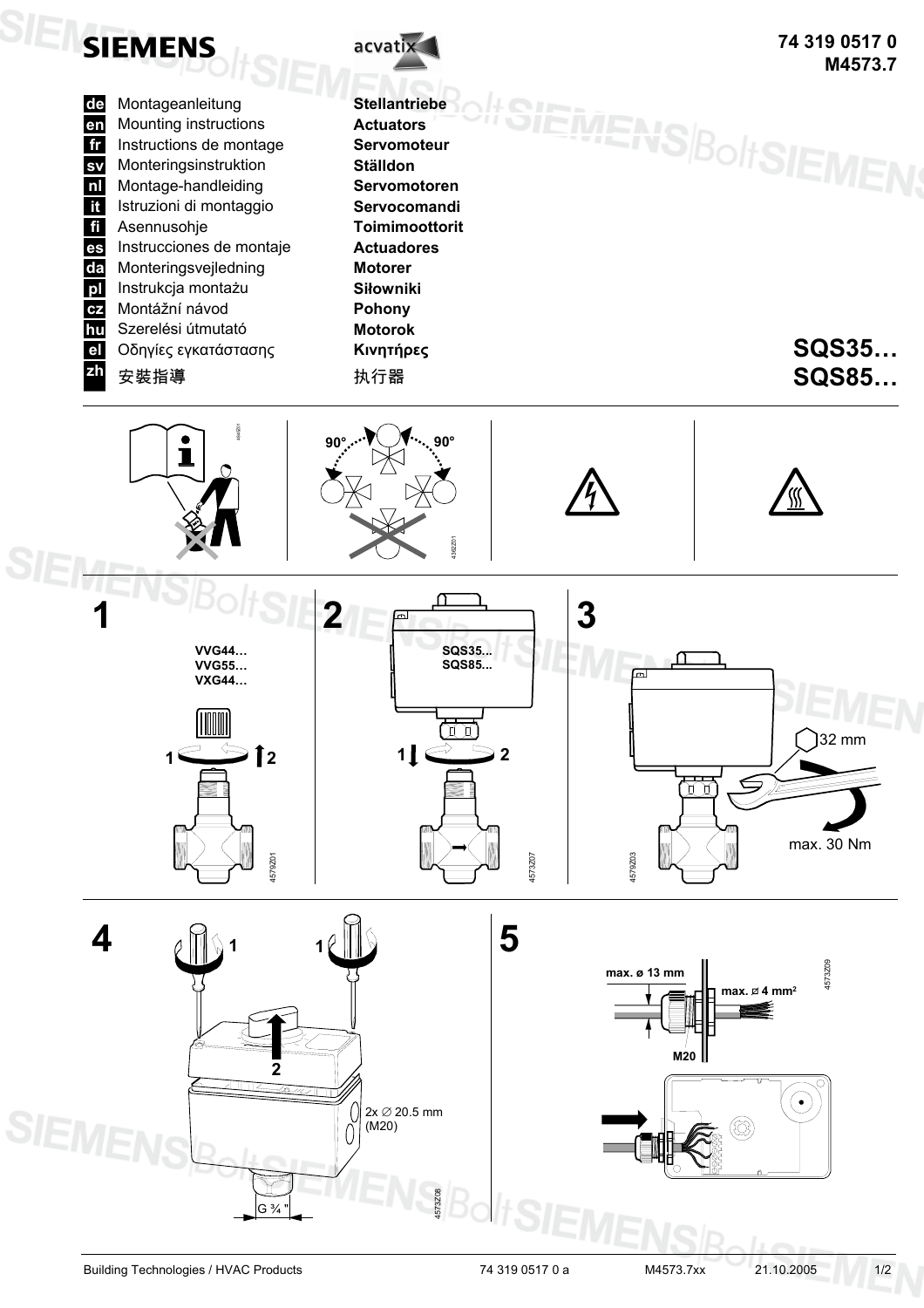**SIEMENS**

acvatix

74 319 0517 0
M4573.7

| | | |
|---|---|---|
| de | Montageanleitung | **Stellantriebe** |
| en | Mounting instructions | **Actuators** |
| fr | Instructions de montage | **Servomoteur** |
| sv | Monteringsinstruktion | **Ställdon** |
| nl | Montage-handleiding | **Servomotoren** |
| it | Istruzioni di montaggio | **Servocomandi** |
| fi | Asennusohje | **Toimimoottorit** |
| es | Instrucciones de montaje | **Actuadores** |
| da | Monteringsvejledning | **Motorer** |
| pl | Instrukcja montażu | **Siłowniki** |
| cz | Montážní návod | **Pohony** |
| hu | Szerelési útmutató | **Motorok** |
| el | Οδηγίες εγκατάστασης | **Κινητήρες** |
| zh | 安裝指導 | 执行器 |

# SQS35…
# SQS85…

90°
90°

**1**

VVG44…
VVG55…
VXG44…

1
2

4579Z01

**2**

SQS35...
SQS85...

1
2

4573Z07

**3**

32 mm

max. 30 Nm

4579Z03

**4**

1
1
2

2x ∅ 20.5 mm
(M20)

G ¾ "

4573Z08

**5**

max. ø 13 mm

max. ⌀ 4 mm²

M20

4573Z09

Building Technologies / HVAC Products 74 319 0517 0 a M4573.7xx 21.10.2005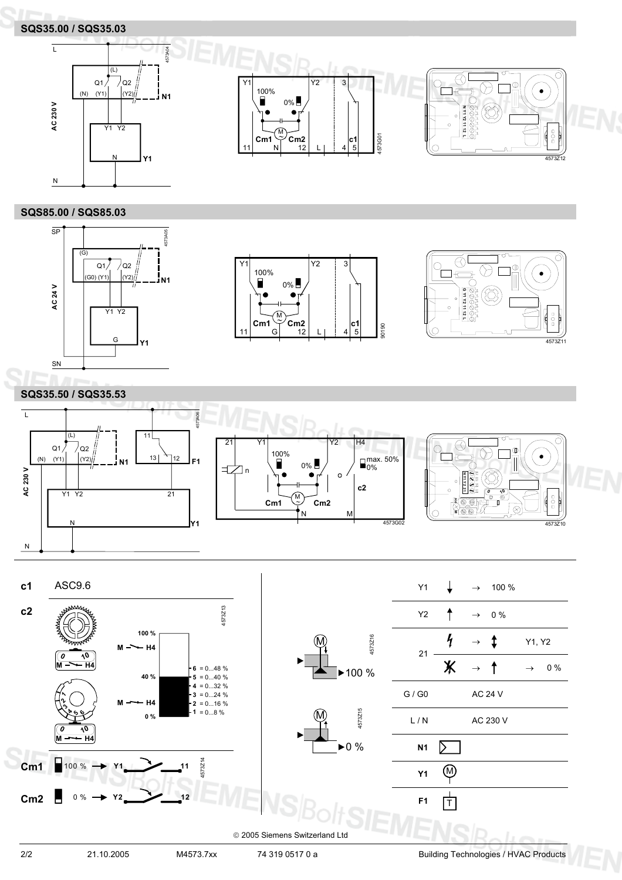## SQS35.00 / SQS35.03

L

(L)

Q1 Q2

(N) (Y1) (Y2)

N1

AC 230 V

Y1 Y2

N

Y1

N

4573A04

Y1 Y2 3

100%

0%

M

Cm1 Cm2 c1

11 N 12 L 4 5

4573G01

4573Z12

## SQS85.00 / SQS85.03

SP

(G)

Q1 Q2

(G0) (Y1) (Y2)

N1

AC 24 V

Y1 Y2

G

Y1

SN

4573A05

Y1 Y2 3

100%

0%

M

Cm1 Cm2 c1

11 G 12 L 4 5

90190

4573Z11

## SQS35.50 / SQS35.53

L

(L)

Q1 Q2

(N) (Y1) (Y2)

N1

11

13 12

F1

AC 230 V

Y1 Y2 21

N

Y1

N

4573A06

21 Y1 Y2 H4

100%

0%

n

max. 50%

0%

c2

M

Cm1 Cm2

N M

4573G02

4573Z10

---

**c1** ASC9.6

**c2**

M — H4

100 %

40 %

0 %

6 = 0...48 %

5 = 0...40 %

4 = 0...32 %

3 = 0...24 %

2 = 0...16 %

1 = 0...8 %

4573Z13

**Cm1** 100 % → Y1 — 11

**Cm2** 0 % → Y2 — 12

4573Z14

M

▶100 %

4573Z16

M

▶0 %

4573Z15

| | | | |
|---|---|---|---|
| Y1 | ↓ | → 100 % | |
| Y2 | ↑ | → 0 % | |
| 21 | ϟ | → ↕ | Y1, Y2 |
| | ϟ̸ | → ↑ | → 0 % |
| G / G0 | AC 24 V | | |
| L / N | AC 230 V | | |
| N1 | | | |
| Y1 | M | | |
| F1 | T | | |

© 2005 Siemens Switzerland Ltd

21.10.2005 M4573.7xx 74 319 0517 0 a Building Technologies / HVAC Products